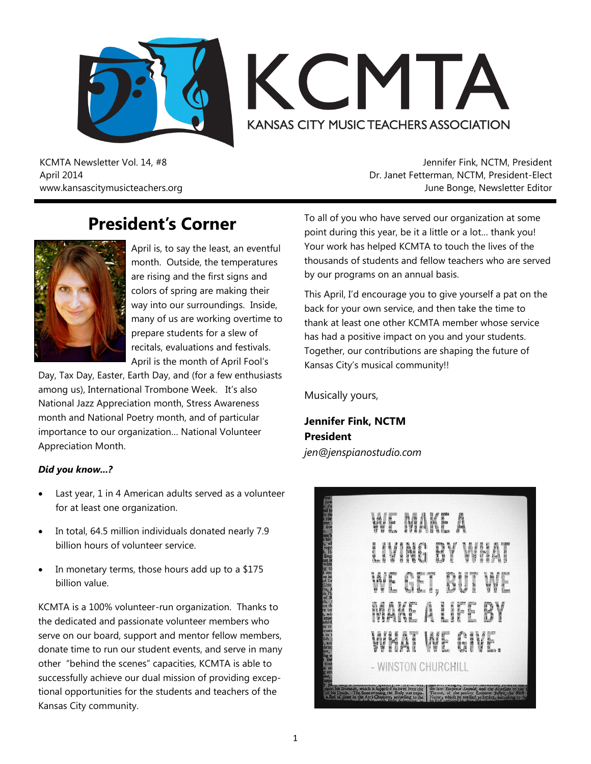# KCMTA

KANSAS CITY MUSIC TEACHERS ASSOCIATION

KCMTA Newsletter Vol. 14, #8
April 2014
www.kansascitymusicteachers.org

Jennifer Fink, NCTM, President
Dr. Janet Fetterman, NCTM, President-Elect
June Bonge, Newsletter Editor

## President's Corner

April is, to say the least, an eventful month. Outside, the temperatures are rising and the first signs and colors of spring are making their way into our surroundings. Inside, many of us are working overtime to prepare students for a slew of recitals, evaluations and festivals. April is the month of April Fool's Day, Tax Day, Easter, Earth Day, and (for a few enthusiasts among us), International Trombone Week. It's also National Jazz Appreciation month, Stress Awareness month and National Poetry month, and of particular importance to our organization… National Volunteer Appreciation Month.

***Did you know…?***

- Last year, 1 in 4 American adults served as a volunteer for at least one organization.
- In total, 64.5 million individuals donated nearly 7.9 billion hours of volunteer service.
- In monetary terms, those hours add up to a $175 billion value.

KCMTA is a 100% volunteer-run organization. Thanks to the dedicated and passionate volunteer members who serve on our board, support and mentor fellow members, donate time to run our student events, and serve in many other "behind the scenes" capacities, KCMTA is able to successfully achieve our dual mission of providing exceptional opportunities for the students and teachers of the Kansas City community.

To all of you who have served our organization at some point during this year, be it a little or a lot… thank you! Your work has helped KCMTA to touch the lives of the thousands of students and fellow teachers who are served by our programs on an annual basis.

This April, I'd encourage you to give yourself a pat on the back for your own service, and then take the time to thank at least one other KCMTA member whose service has had a positive impact on you and your students. Together, our contributions are shaping the future of Kansas City's musical community!!

Musically yours,

**Jennifer Fink, NCTM**
**President**
*jen@jenspianostudio.com*

WE MAKE A LIVING BY WHAT WE GET, BUT WE MAKE A LIFE BY WHAT WE GIVE.
- WINSTON CHURCHILL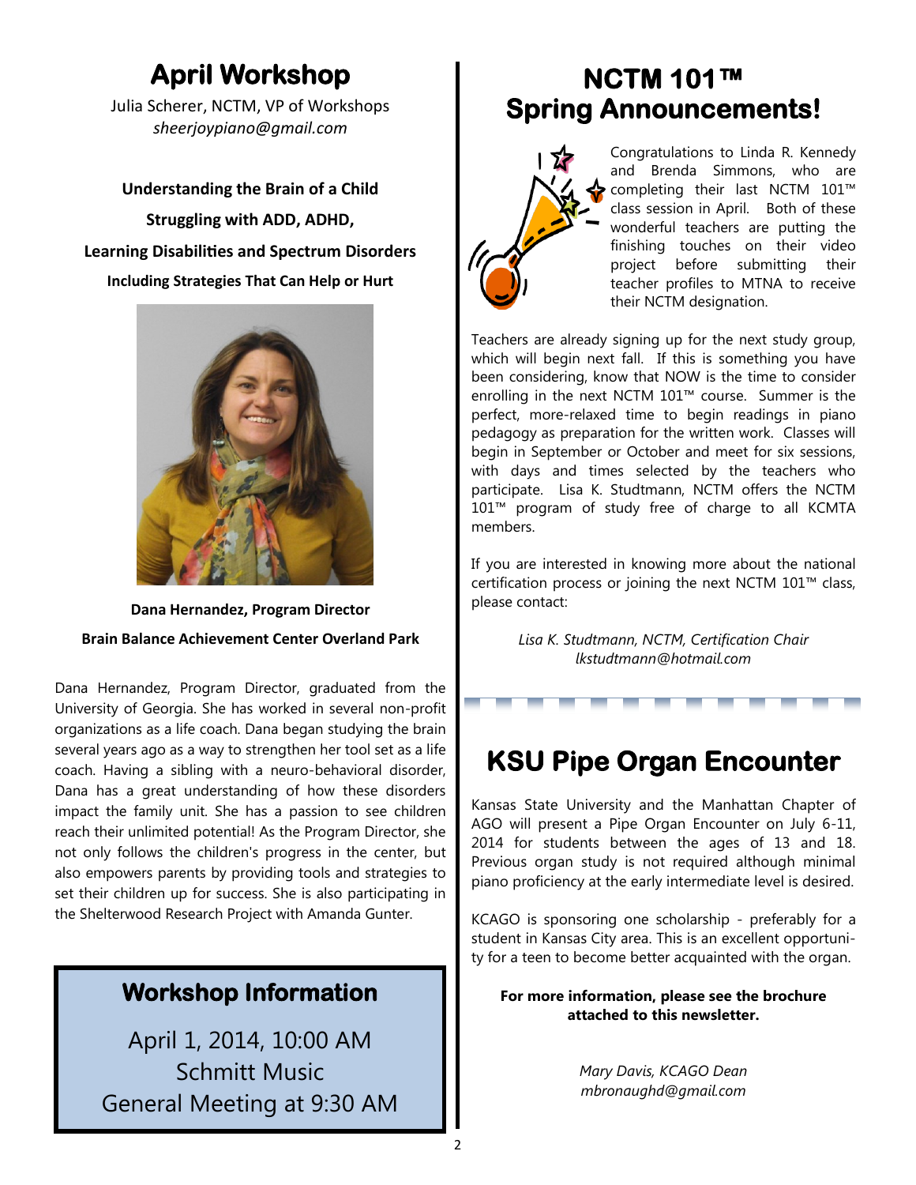## April Workshop

Julia Scherer, NCTM, VP of Workshops
*sheerjoypiano@gmail.com*

**Understanding the Brain of a Child**

**Struggling with ADD, ADHD,**

**Learning Disabilities and Spectrum Disorders**

**Including Strategies That Can Help or Hurt**

**Dana Hernandez, Program Director**

**Brain Balance Achievement Center Overland Park**

Dana Hernandez, Program Director, graduated from the University of Georgia. She has worked in several non-profit organizations as a life coach. Dana began studying the brain several years ago as a way to strengthen her tool set as a life coach. Having a sibling with a neuro-behavioral disorder, Dana has a great understanding of how these disorders impact the family unit. She has a passion to see children reach their unlimited potential! As the Program Director, she not only follows the children's progress in the center, but also empowers parents by providing tools and strategies to set their children up for success. She is also participating in the Shelterwood Research Project with Amanda Gunter.

### Workshop Information

April 1, 2014, 10:00 AM
Schmitt Music
General Meeting at 9:30 AM

## NCTM 101™ Spring Announcements!

Congratulations to Linda R. Kennedy and Brenda Simmons, who are completing their last NCTM 101™ class session in April. Both of these wonderful teachers are putting the finishing touches on their video project before submitting their teacher profiles to MTNA to receive their NCTM designation.

Teachers are already signing up for the next study group, which will begin next fall. If this is something you have been considering, know that NOW is the time to consider enrolling in the next NCTM 101™ course. Summer is the perfect, more-relaxed time to begin readings in piano pedagogy as preparation for the written work. Classes will begin in September or October and meet for six sessions, with days and times selected by the teachers who participate. Lisa K. Studtmann, NCTM offers the NCTM 101™ program of study free of charge to all KCMTA members.

If you are interested in knowing more about the national certification process or joining the next NCTM 101™ class, please contact:

*Lisa K. Studtmann, NCTM, Certification Chair*
*lkstudtmann@hotmail.com*

## KSU Pipe Organ Encounter

Kansas State University and the Manhattan Chapter of AGO will present a Pipe Organ Encounter on July 6-11, 2014 for students between the ages of 13 and 18. Previous organ study is not required although minimal piano proficiency at the early intermediate level is desired.

KCAGO is sponsoring one scholarship - preferably for a student in Kansas City area. This is an excellent opportunity for a teen to become better acquainted with the organ.

**For more information, please see the brochure attached to this newsletter.**

*Mary Davis, KCAGO Dean*
*mbronaughd@gmail.com*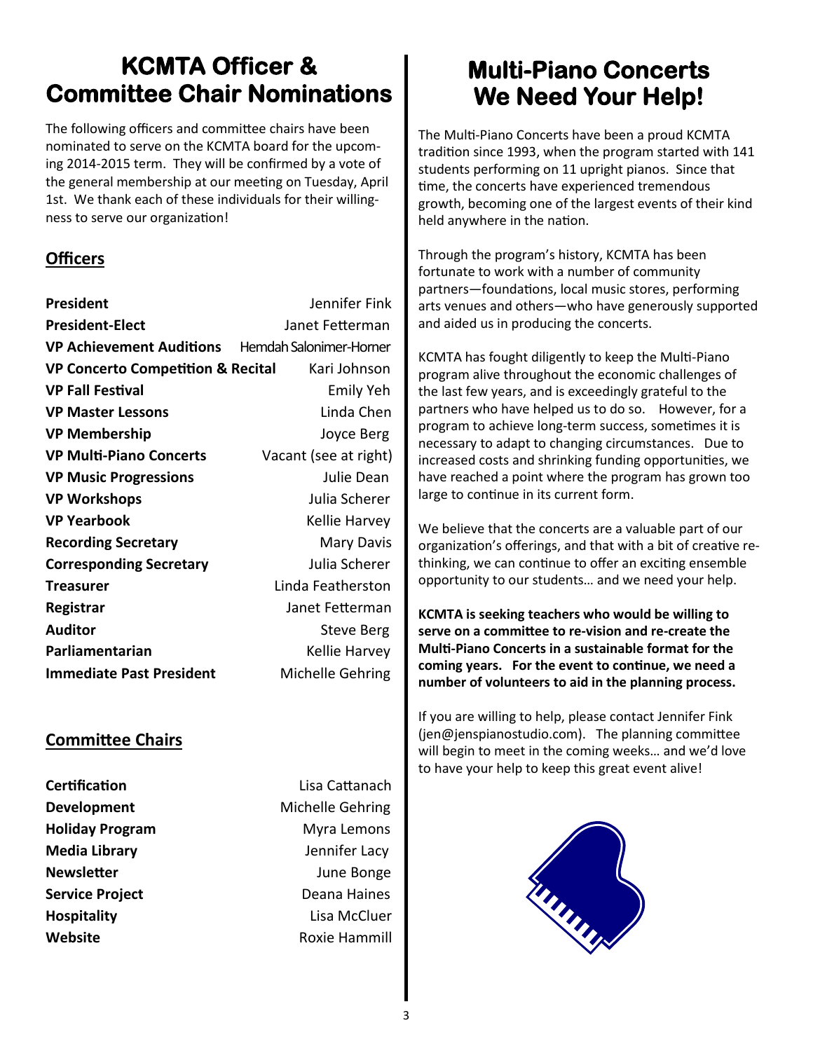# KCMTA Officer & Committee Chair Nominations

The following officers and committee chairs have been nominated to serve on the KCMTA board for the upcoming 2014-2015 term. They will be confirmed by a vote of the general membership at our meeting on Tuesday, April 1st. We thank each of these individuals for their willingness to serve our organization!

## Officers

| | |
|---|---|
| **President** | Jennifer Fink |
| **President-Elect** | Janet Fetterman |
| **VP Achievement Auditions** | Hemdah Salonimer-Homer |
| **VP Concerto Competition & Recital** | Kari Johnson |
| **VP Fall Festival** | Emily Yeh |
| **VP Master Lessons** | Linda Chen |
| **VP Membership** | Joyce Berg |
| **VP Multi-Piano Concerts** | Vacant (see at right) |
| **VP Music Progressions** | Julie Dean |
| **VP Workshops** | Julia Scherer |
| **VP Yearbook** | Kellie Harvey |
| **Recording Secretary** | Mary Davis |
| **Corresponding Secretary** | Julia Scherer |
| **Treasurer** | Linda Featherston |
| **Registrar** | Janet Fetterman |
| **Auditor** | Steve Berg |
| **Parliamentarian** | Kellie Harvey |
| **Immediate Past President** | Michelle Gehring |

## Committee Chairs

| | |
|---|---|
| **Certification** | Lisa Cattanach |
| **Development** | Michelle Gehring |
| **Holiday Program** | Myra Lemons |
| **Media Library** | Jennifer Lacy |
| **Newsletter** | June Bonge |
| **Service Project** | Deana Haines |
| **Hospitality** | Lisa McCluer |
| **Website** | Roxie Hammill |

# Multi-Piano Concerts We Need Your Help!

The Multi-Piano Concerts have been a proud KCMTA tradition since 1993, when the program started with 141 students performing on 11 upright pianos. Since that time, the concerts have experienced tremendous growth, becoming one of the largest events of their kind held anywhere in the nation.

Through the program's history, KCMTA has been fortunate to work with a number of community partners—foundations, local music stores, performing arts venues and others—who have generously supported and aided us in producing the concerts.

KCMTA has fought diligently to keep the Multi-Piano program alive throughout the economic challenges of the last few years, and is exceedingly grateful to the partners who have helped us to do so. However, for a program to achieve long-term success, sometimes it is necessary to adapt to changing circumstances. Due to increased costs and shrinking funding opportunities, we have reached a point where the program has grown too large to continue in its current form.

We believe that the concerts are a valuable part of our organization's offerings, and that with a bit of creative re-thinking, we can continue to offer an exciting ensemble opportunity to our students… and we need your help.

**KCMTA is seeking teachers who would be willing to serve on a committee to re-vision and re-create the Multi-Piano Concerts in a sustainable format for the coming years. For the event to continue, we need a number of volunteers to aid in the planning process.**

If you are willing to help, please contact Jennifer Fink (jen@jenspianostudio.com). The planning committee will begin to meet in the coming weeks… and we'd love to have your help to keep this great event alive!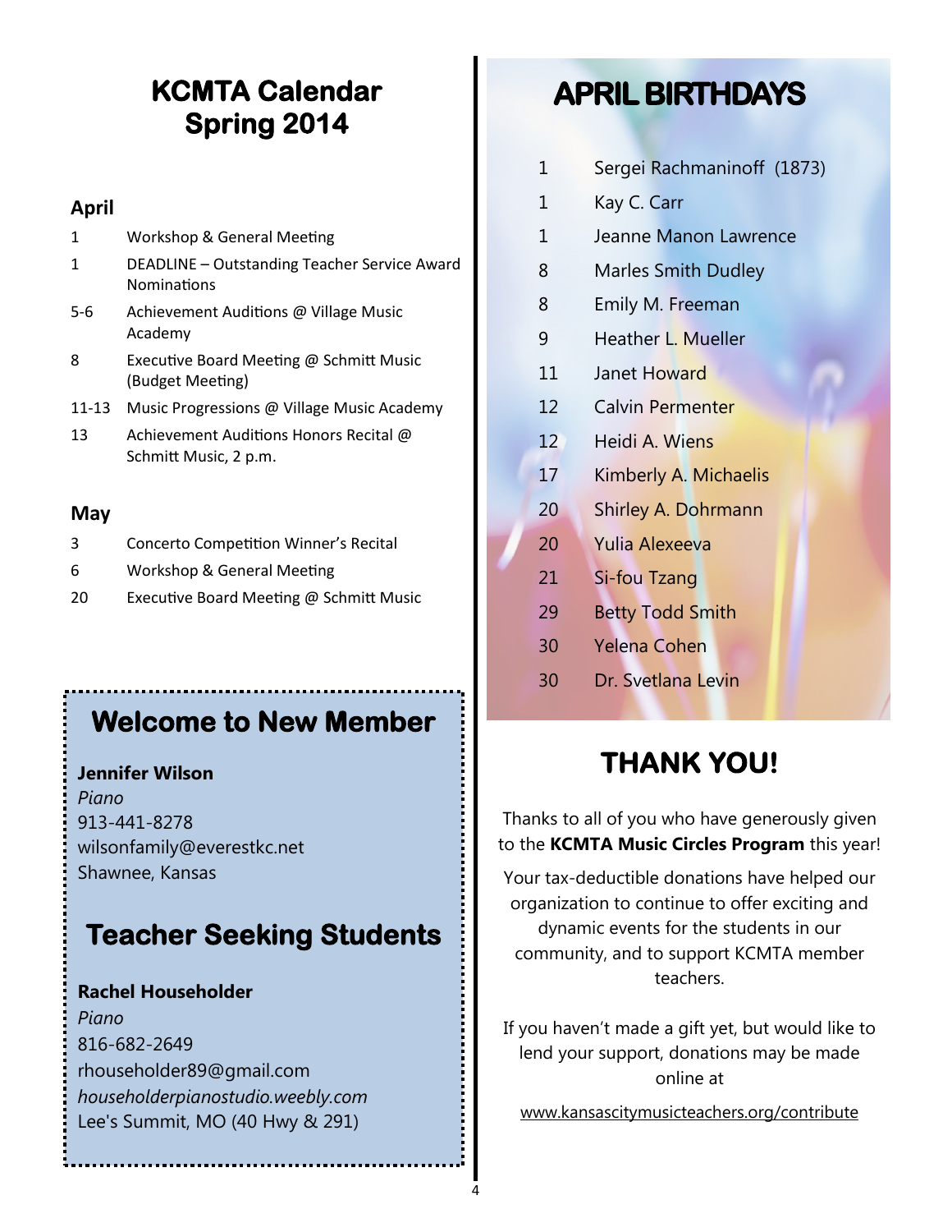# KCMTA Calendar Spring 2014

### April

| | |
|---|---|
| 1 | Workshop & General Meeting |
| 1 | DEADLINE – Outstanding Teacher Service Award Nominations |
| 5-6 | Achievement Auditions @ Village Music Academy |
| 8 | Executive Board Meeting @ Schmitt Music (Budget Meeting) |
| 11-13 | Music Progressions @ Village Music Academy |
| 13 | Achievement Auditions Honors Recital @ Schmitt Music, 2 p.m. |

### May

| | |
|---|---|
| 3 | Concerto Competition Winner's Recital |
| 6 | Workshop & General Meeting |
| 20 | Executive Board Meeting @ Schmitt Music |

## Welcome to New Member

**Jennifer Wilson**
*Piano*
913-441-8278
wilsonfamily@everestkc.net
Shawnee, Kansas

## Teacher Seeking Students

**Rachel Householder**
*Piano*
816-682-2649
rhouseholder89@gmail.com
*householderpianostudio.weebly.com*
Lee's Summit, MO (40 Hwy & 291)

# APRIL BIRTHDAYS

| | |
|---|---|
| 1 | Sergei Rachmaninoff (1873) |
| 1 | Kay C. Carr |
| 1 | Jeanne Manon Lawrence |
| 8 | Marles Smith Dudley |
| 8 | Emily M. Freeman |
| 9 | Heather L. Mueller |
| 11 | Janet Howard |
| 12 | Calvin Permenter |
| 12 | Heidi A. Wiens |
| 17 | Kimberly A. Michaelis |
| 20 | Shirley A. Dohrmann |
| 20 | Yulia Alexeeva |
| 21 | Si-fou Tzang |
| 29 | Betty Todd Smith |
| 30 | Yelena Cohen |
| 30 | Dr. Svetlana Levin |

# THANK YOU!

Thanks to all of you who have generously given to the **KCMTA Music Circles Program** this year!

Your tax-deductible donations have helped our organization to continue to offer exciting and dynamic events for the students in our community, and to support KCMTA member teachers.

If you haven't made a gift yet, but would like to lend your support, donations may be made online at

www.kansascitymusicteachers.org/contribute